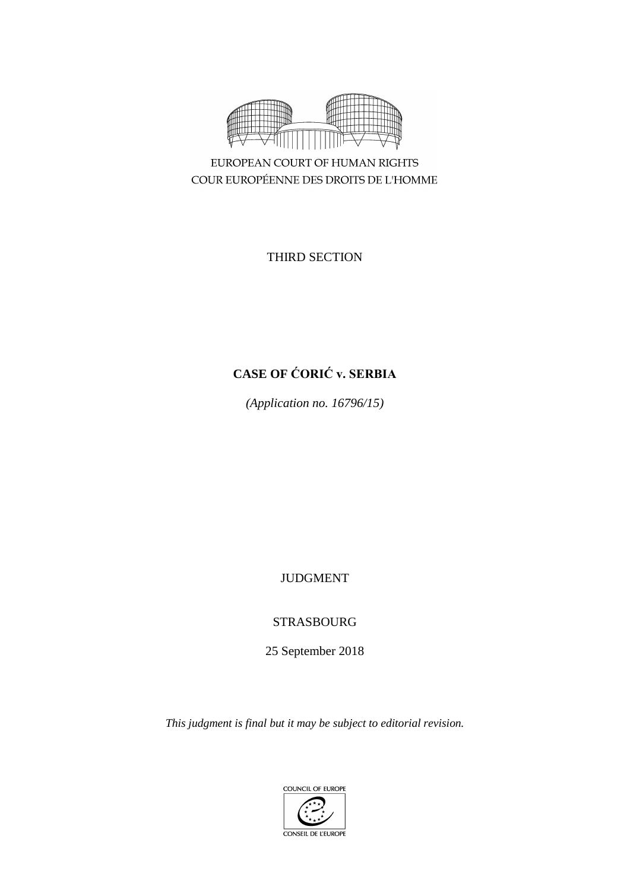EUROPEAN COURT OF HUMAN RIGHTS
COUR EUROPÉENNE DES DROITS DE L'HOMME

THIRD SECTION

**CASE OF ĆORIĆ v. SERBIA**

*(Application no. 16796/15)*

JUDGMENT

STRASBOURG

25 September 2018

*This judgment is final but it may be subject to editorial revision.*

COUNCIL OF EUROPE
CONSEIL DE L'EUROPE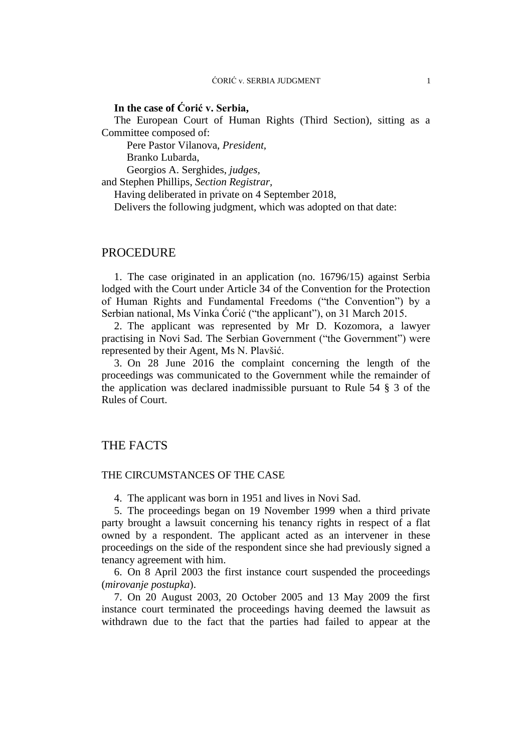**In the case of Ćorić v. Serbia,**

The European Court of Human Rights (Third Section), sitting as a Committee composed of:

Pere Pastor Vilanova, *President,*
Branko Lubarda,
Georgios A. Serghides, *judges,*
and Stephen Phillips, *Section Registrar,*

Having deliberated in private on 4 September 2018,

Delivers the following judgment, which was adopted on that date:

# PROCEDURE

1. The case originated in an application (no. 16796/15) against Serbia lodged with the Court under Article 34 of the Convention for the Protection of Human Rights and Fundamental Freedoms ("the Convention") by a Serbian national, Ms Vinka Ćorić ("the applicant"), on 31 March 2015.

2. The applicant was represented by Mr D. Kozomora, a lawyer practising in Novi Sad. The Serbian Government ("the Government") were represented by their Agent, Ms N. Plavšić.

3. On 28 June 2016 the complaint concerning the length of the proceedings was communicated to the Government while the remainder of the application was declared inadmissible pursuant to Rule 54 § 3 of the Rules of Court.

# THE FACTS

## THE CIRCUMSTANCES OF THE CASE

4. The applicant was born in 1951 and lives in Novi Sad.

5. The proceedings began on 19 November 1999 when a third private party brought a lawsuit concerning his tenancy rights in respect of a flat owned by a respondent. The applicant acted as an intervener in these proceedings on the side of the respondent since she had previously signed a tenancy agreement with him.

6. On 8 April 2003 the first instance court suspended the proceedings (*mirovanje postupka*).

7. On 20 August 2003, 20 October 2005 and 13 May 2009 the first instance court terminated the proceedings having deemed the lawsuit as withdrawn due to the fact that the parties had failed to appear at the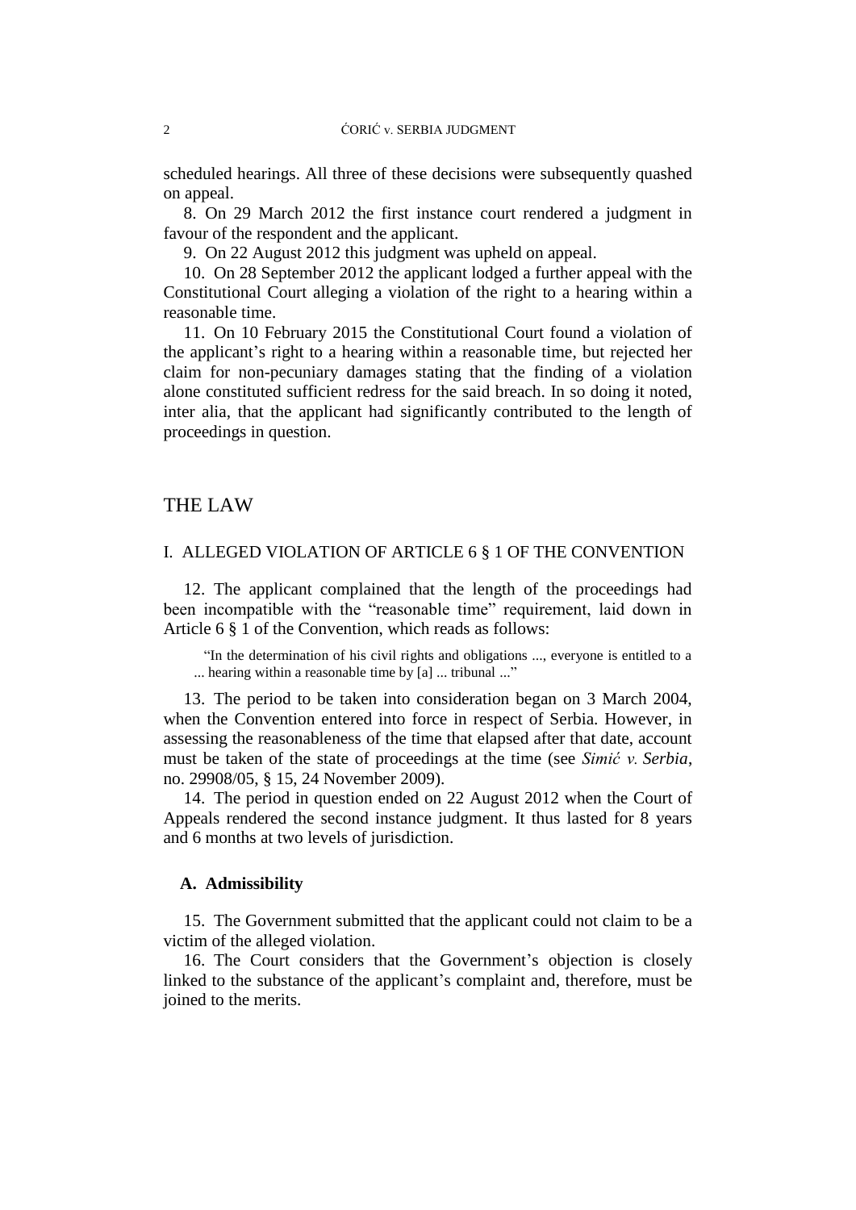scheduled hearings. All three of these decisions were subsequently quashed on appeal.

8. On 29 March 2012 the first instance court rendered a judgment in favour of the respondent and the applicant.

9. On 22 August 2012 this judgment was upheld on appeal.

10. On 28 September 2012 the applicant lodged a further appeal with the Constitutional Court alleging a violation of the right to a hearing within a reasonable time.

11. On 10 February 2015 the Constitutional Court found a violation of the applicant's right to a hearing within a reasonable time, but rejected her claim for non-pecuniary damages stating that the finding of a violation alone constituted sufficient redress for the said breach. In so doing it noted, inter alia, that the applicant had significantly contributed to the length of proceedings in question.

# THE LAW

## I. ALLEGED VIOLATION OF ARTICLE 6 § 1 OF THE CONVENTION

12. The applicant complained that the length of the proceedings had been incompatible with the "reasonable time" requirement, laid down in Article 6 § 1 of the Convention, which reads as follows:

> "In the determination of his civil rights and obligations ..., everyone is entitled to a ... hearing within a reasonable time by [a] ... tribunal ..."

13. The period to be taken into consideration began on 3 March 2004, when the Convention entered into force in respect of Serbia. However, in assessing the reasonableness of the time that elapsed after that date, account must be taken of the state of proceedings at the time (see *Simić v. Serbia*, no. 29908/05, § 15, 24 November 2009).

14. The period in question ended on 22 August 2012 when the Court of Appeals rendered the second instance judgment. It thus lasted for 8 years and 6 months at two levels of jurisdiction.

### A. Admissibility

15. The Government submitted that the applicant could not claim to be a victim of the alleged violation.

16. The Court considers that the Government's objection is closely linked to the substance of the applicant's complaint and, therefore, must be joined to the merits.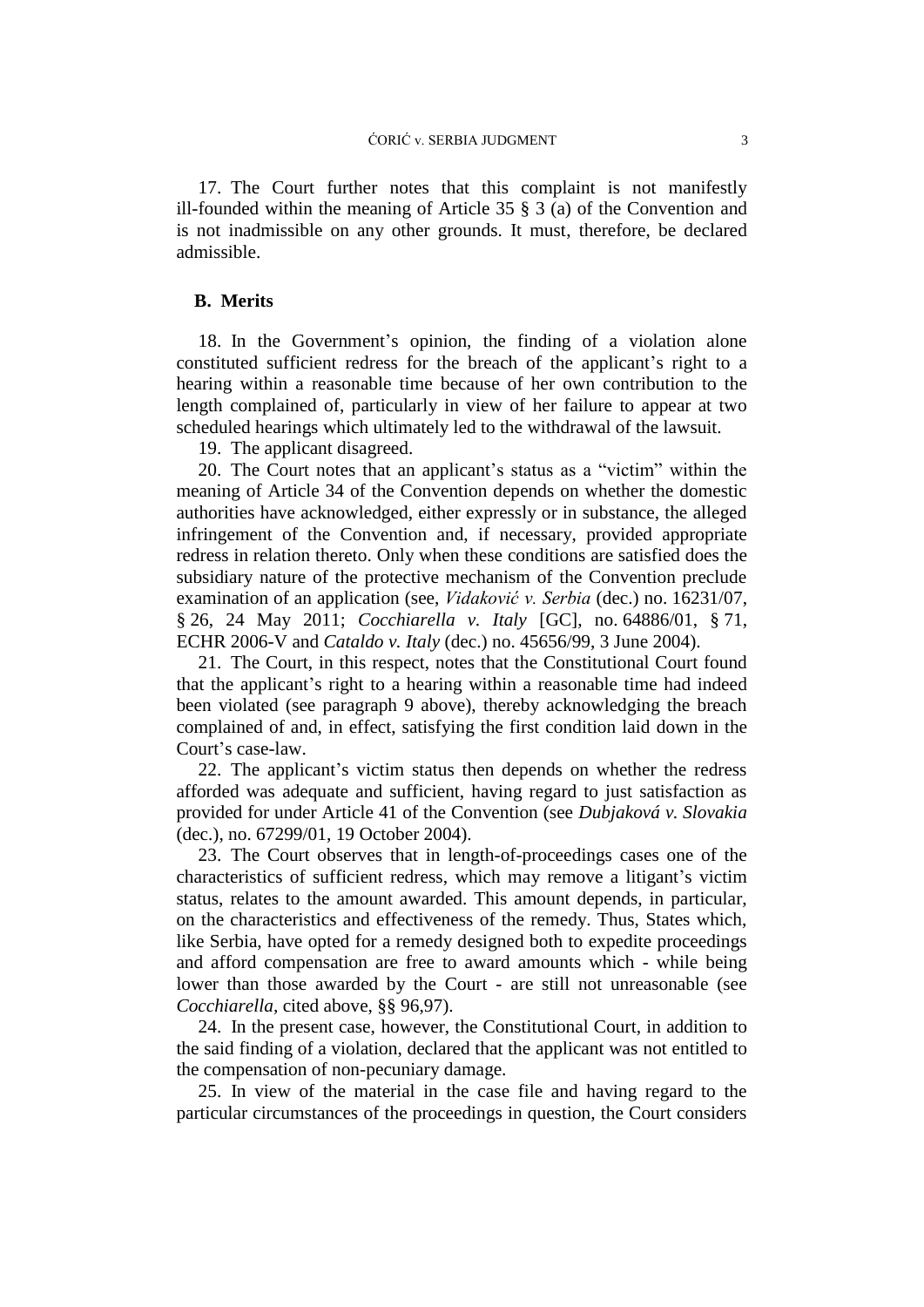17. The Court further notes that this complaint is not manifestly ill-founded within the meaning of Article 35 § 3 (a) of the Convention and is not inadmissible on any other grounds. It must, therefore, be declared admissible.

## B. Merits

18. In the Government's opinion, the finding of a violation alone constituted sufficient redress for the breach of the applicant's right to a hearing within a reasonable time because of her own contribution to the length complained of, particularly in view of her failure to appear at two scheduled hearings which ultimately led to the withdrawal of the lawsuit.

19. The applicant disagreed.

20. The Court notes that an applicant's status as a "victim" within the meaning of Article 34 of the Convention depends on whether the domestic authorities have acknowledged, either expressly or in substance, the alleged infringement of the Convention and, if necessary, provided appropriate redress in relation thereto. Only when these conditions are satisfied does the subsidiary nature of the protective mechanism of the Convention preclude examination of an application (see, *Vidaković v. Serbia* (dec.) no. 16231/07, § 26, 24 May 2011; *Cocchiarella v. Italy* [GC], no. 64886/01, § 71, ECHR 2006-V and *Cataldo v. Italy* (dec.) no. 45656/99, 3 June 2004).

21. The Court, in this respect, notes that the Constitutional Court found that the applicant's right to a hearing within a reasonable time had indeed been violated (see paragraph 9 above), thereby acknowledging the breach complained of and, in effect, satisfying the first condition laid down in the Court's case-law.

22. The applicant's victim status then depends on whether the redress afforded was adequate and sufficient, having regard to just satisfaction as provided for under Article 41 of the Convention (see *Dubjaková v. Slovakia* (dec.), no. 67299/01, 19 October 2004).

23. The Court observes that in length-of-proceedings cases one of the characteristics of sufficient redress, which may remove a litigant's victim status, relates to the amount awarded. This amount depends, in particular, on the characteristics and effectiveness of the remedy. Thus, States which, like Serbia, have opted for a remedy designed both to expedite proceedings and afford compensation are free to award amounts which - while being lower than those awarded by the Court - are still not unreasonable (see *Cocchiarella,* cited above, §§ 96,97).

24. In the present case, however, the Constitutional Court, in addition to the said finding of a violation, declared that the applicant was not entitled to the compensation of non-pecuniary damage.

25. In view of the material in the case file and having regard to the particular circumstances of the proceedings in question, the Court considers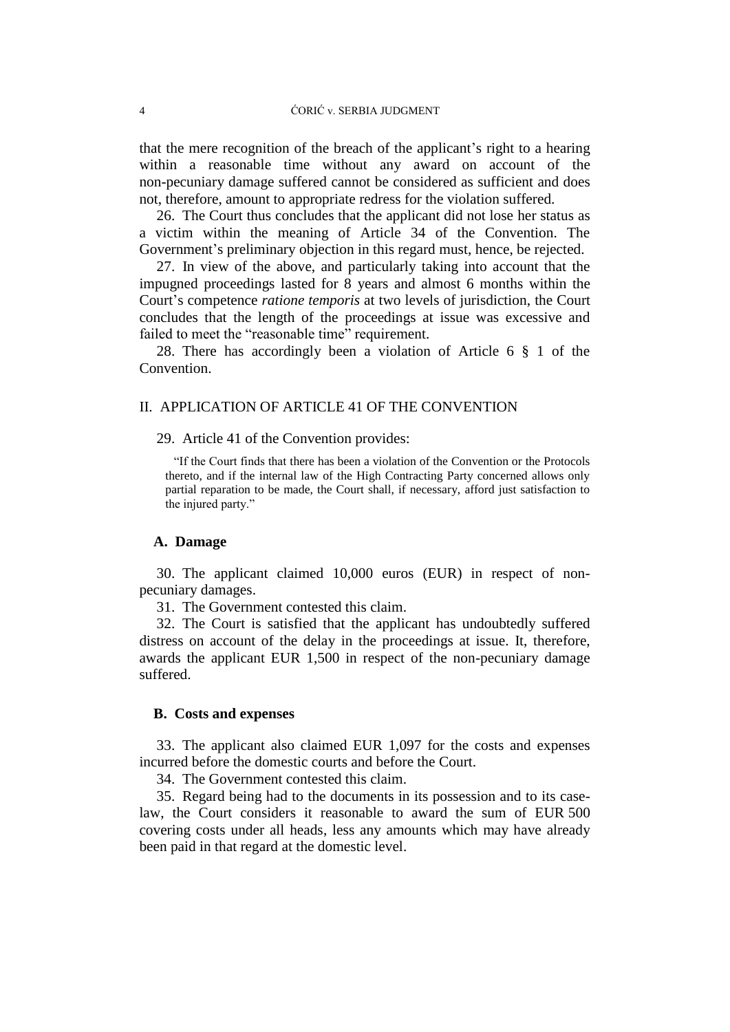that the mere recognition of the breach of the applicant's right to a hearing within a reasonable time without any award on account of the non-pecuniary damage suffered cannot be considered as sufficient and does not, therefore, amount to appropriate redress for the violation suffered.

26. The Court thus concludes that the applicant did not lose her status as a victim within the meaning of Article 34 of the Convention. The Government's preliminary objection in this regard must, hence, be rejected.

27. In view of the above, and particularly taking into account that the impugned proceedings lasted for 8 years and almost 6 months within the Court's competence *ratione temporis* at two levels of jurisdiction, the Court concludes that the length of the proceedings at issue was excessive and failed to meet the "reasonable time" requirement.

28. There has accordingly been a violation of Article 6 § 1 of the Convention.

## II. APPLICATION OF ARTICLE 41 OF THE CONVENTION

29. Article 41 of the Convention provides:

> "If the Court finds that there has been a violation of the Convention or the Protocols thereto, and if the internal law of the High Contracting Party concerned allows only partial reparation to be made, the Court shall, if necessary, afford just satisfaction to the injured party."

### A. Damage

30. The applicant claimed 10,000 euros (EUR) in respect of non-pecuniary damages.

31. The Government contested this claim.

32. The Court is satisfied that the applicant has undoubtedly suffered distress on account of the delay in the proceedings at issue. It, therefore, awards the applicant EUR 1,500 in respect of the non-pecuniary damage suffered.

### B. Costs and expenses

33. The applicant also claimed EUR 1,097 for the costs and expenses incurred before the domestic courts and before the Court.

34. The Government contested this claim.

35. Regard being had to the documents in its possession and to its case-law, the Court considers it reasonable to award the sum of EUR 500 covering costs under all heads, less any amounts which may have already been paid in that regard at the domestic level.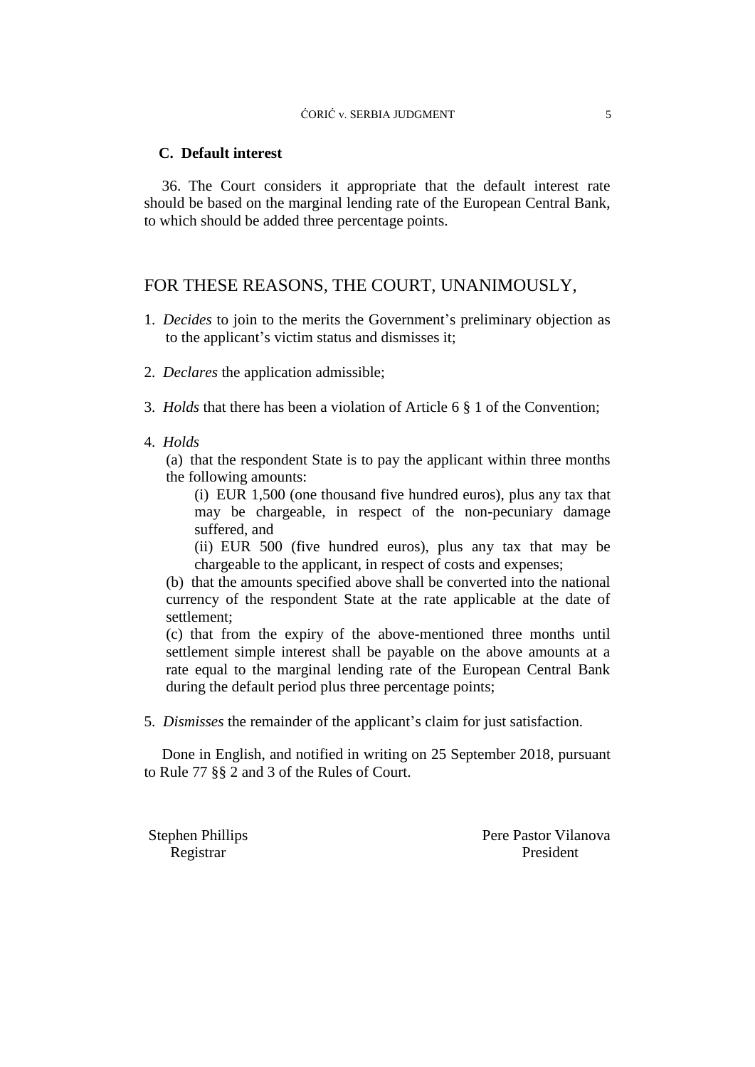### C. Default interest

36. The Court considers it appropriate that the default interest rate should be based on the marginal lending rate of the European Central Bank, to which should be added three percentage points.

## FOR THESE REASONS, THE COURT, UNANIMOUSLY,

1. *Decides* to join to the merits the Government's preliminary objection as to the applicant's victim status and dismisses it;

2. *Declares* the application admissible;

3. *Holds* that there has been a violation of Article 6 § 1 of the Convention;

4. *Holds*

   (a) that the respondent State is to pay the applicant within three months the following amounts:

      (i) EUR 1,500 (one thousand five hundred euros), plus any tax that may be chargeable, in respect of the non-pecuniary damage suffered, and

      (ii) EUR 500 (five hundred euros), plus any tax that may be chargeable to the applicant, in respect of costs and expenses;

   (b) that the amounts specified above shall be converted into the national currency of the respondent State at the rate applicable at the date of settlement;

   (c) that from the expiry of the above-mentioned three months until settlement simple interest shall be payable on the above amounts at a rate equal to the marginal lending rate of the European Central Bank during the default period plus three percentage points;

5. *Dismisses* the remainder of the applicant's claim for just satisfaction.

Done in English, and notified in writing on 25 September 2018, pursuant to Rule 77 §§ 2 and 3 of the Rules of Court.

Stephen Phillips
Registrar

Pere Pastor Vilanova
President